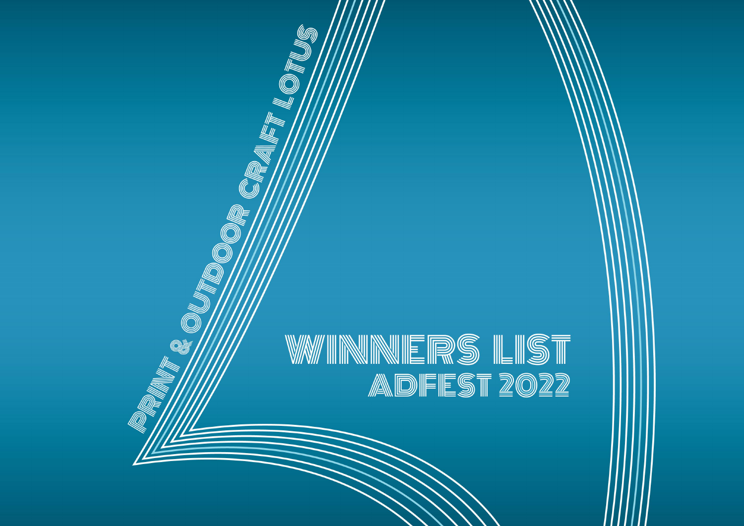# PRINT & OUTDOOR CRAFT LOTUS

# WINNERS LIST

## ADFEST 2022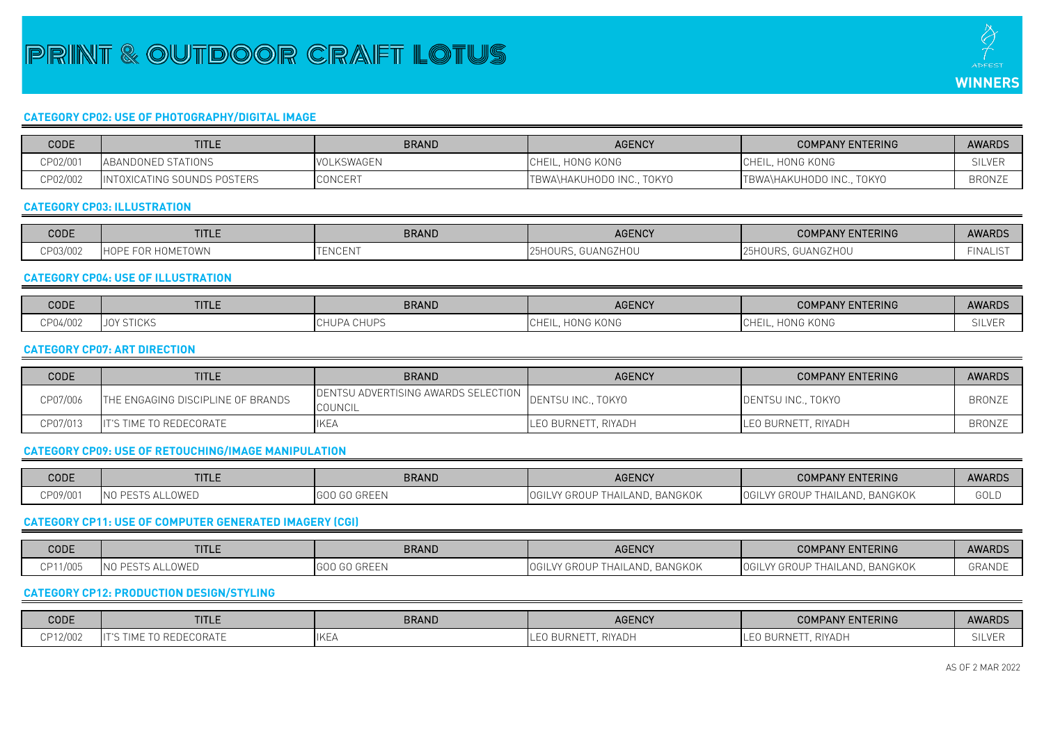# PRINT & OUTDOOR CRAFT LOTUS

ADFEST

**WINNERS**

## CATEGORY CP02: USE OF PHOTOGRAPHY/DIGITAL IMAGE

| CODE | TITLE | BRAND | AGENCY | COMPANY ENTERING | AWARDS |
|---|---|---|---|---|---|
| CP02/001 | ABANDONED STATIONS | VOLKSWAGEN | CHEIL, HONG KONG | CHEIL, HONG KONG | SILVER |
| CP02/002 | INTOXICATING SOUNDS POSTERS | CONCERT | TBWA\HAKUHODO INC., TOKYO | TBWA\HAKUHODO INC., TOKYO | BRONZE |

## CATEGORY CP03: ILLUSTRATION

| CODE | TITLE | BRAND | AGENCY | COMPANY ENTERING | AWARDS |
|---|---|---|---|---|---|
| CP03/002 | HOPE FOR HOMETOWN | TENCENT | 25HOURS, GUANGZHOU | 25HOURS, GUANGZHOU | FINALIST |

## CATEGORY CP04: USE OF ILLUSTRATION

| CODE | TITLE | BRAND | AGENCY | COMPANY ENTERING | AWARDS |
|---|---|---|---|---|---|
| CP04/002 | JOY STICKS | CHUPA CHUPS | CHEIL, HONG KONG | CHEIL, HONG KONG | SILVER |

## CATEGORY CP07: ART DIRECTION

| CODE | TITLE | BRAND | AGENCY | COMPANY ENTERING | AWARDS |
|---|---|---|---|---|---|
| CP07/006 | THE ENGAGING DISCIPLINE OF BRANDS | DENTSU ADVERTISING AWARDS SELECTION COUNCIL | DENTSU INC., TOKYO | DENTSU INC., TOKYO | BRONZE |
| CP07/013 | IT'S TIME TO REDECORATE | IKEA | LEO BURNETT, RIYADH | LEO BURNETT, RIYADH | BRONZE |

## CATEGORY CP09: USE OF RETOUCHING/IMAGE MANIPULATION

| CODE | TITLE | BRAND | AGENCY | COMPANY ENTERING | AWARDS |
|---|---|---|---|---|---|
| CP09/001 | NO PESTS ALLOWED | GOO GO GREEN | OGILVY GROUP THAILAND, BANGKOK | OGILVY GROUP THAILAND, BANGKOK | GOLD |

## CATEGORY CP11: USE OF COMPUTER GENERATED IMAGERY (CGI)

| CODE | TITLE | BRAND | AGENCY | COMPANY ENTERING | AWARDS |
|---|---|---|---|---|---|
| CP11/005 | NO PESTS ALLOWED | GOO GO GREEN | OGILVY GROUP THAILAND, BANGKOK | OGILVY GROUP THAILAND, BANGKOK | GRANDE |

## CATEGORY CP12: PRODUCTION DESIGN/STYLING

| CODE | TITLE | BRAND | AGENCY | COMPANY ENTERING | AWARDS |
|---|---|---|---|---|---|
| CP12/002 | IT'S TIME TO REDECORATE | IKEA | LEO BURNETT, RIYADH | LEO BURNETT, RIYADH | SILVER |

AS OF 2 MAR 2022